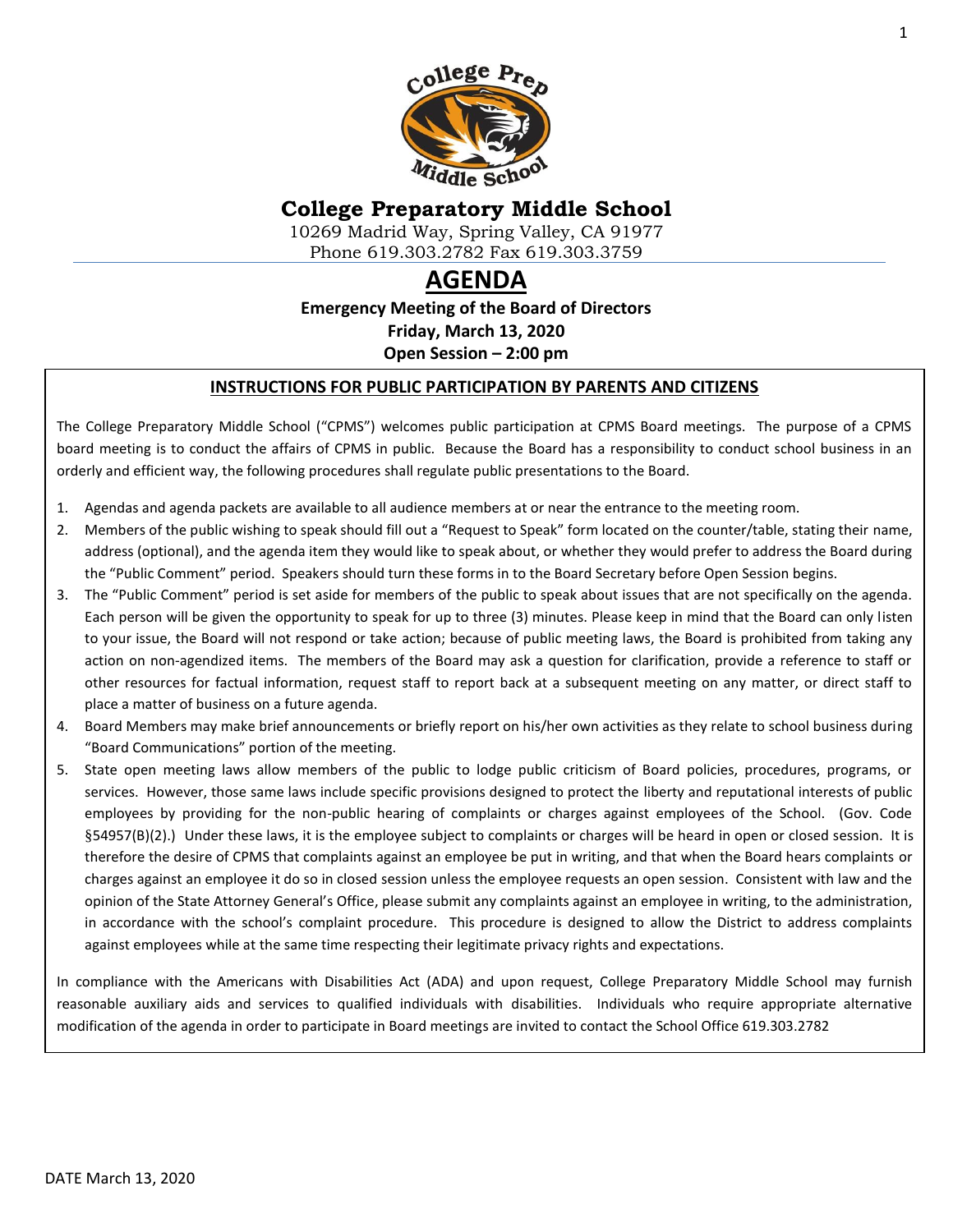# College Preparatory Middle School

10269 Madrid Way, Spring Valley, CA 91977
Phone 619.303.2782 Fax 619.303.3759

# AGENDA

**Emergency Meeting of the Board of Directors**
**Friday, March 13, 2020**
**Open Session – 2:00 pm**

## INSTRUCTIONS FOR PUBLIC PARTICIPATION BY PARENTS AND CITIZENS

The College Preparatory Middle School ("CPMS") welcomes public participation at CPMS Board meetings. The purpose of a CPMS board meeting is to conduct the affairs of CPMS in public. Because the Board has a responsibility to conduct school business in an orderly and efficient way, the following procedures shall regulate public presentations to the Board.

1. Agendas and agenda packets are available to all audience members at or near the entrance to the meeting room.
2. Members of the public wishing to speak should fill out a "Request to Speak" form located on the counter/table, stating their name, address (optional), and the agenda item they would like to speak about, or whether they would prefer to address the Board during the "Public Comment" period. Speakers should turn these forms in to the Board Secretary before Open Session begins.
3. The "Public Comment" period is set aside for members of the public to speak about issues that are not specifically on the agenda. Each person will be given the opportunity to speak for up to three (3) minutes. Please keep in mind that the Board can only listen to your issue, the Board will not respond or take action; because of public meeting laws, the Board is prohibited from taking any action on non-agendized items. The members of the Board may ask a question for clarification, provide a reference to staff or other resources for factual information, request staff to report back at a subsequent meeting on any matter, or direct staff to place a matter of business on a future agenda.
4. Board Members may make brief announcements or briefly report on his/her own activities as they relate to school business during "Board Communications" portion of the meeting.
5. State open meeting laws allow members of the public to lodge public criticism of Board policies, procedures, programs, or services. However, those same laws include specific provisions designed to protect the liberty and reputational interests of public employees by providing for the non-public hearing of complaints or charges against employees of the School. (Gov. Code §54957(B)(2).) Under these laws, it is the employee subject to complaints or charges will be heard in open or closed session. It is therefore the desire of CPMS that complaints against an employee be put in writing, and that when the Board hears complaints or charges against an employee it do so in closed session unless the employee requests an open session. Consistent with law and the opinion of the State Attorney General's Office, please submit any complaints against an employee in writing, to the administration, in accordance with the school's complaint procedure. This procedure is designed to allow the District to address complaints against employees while at the same time respecting their legitimate privacy rights and expectations.

In compliance with the Americans with Disabilities Act (ADA) and upon request, College Preparatory Middle School may furnish reasonable auxiliary aids and services to qualified individuals with disabilities. Individuals who require appropriate alternative modification of the agenda in order to participate in Board meetings are invited to contact the School Office 619.303.2782

DATE March 13, 2020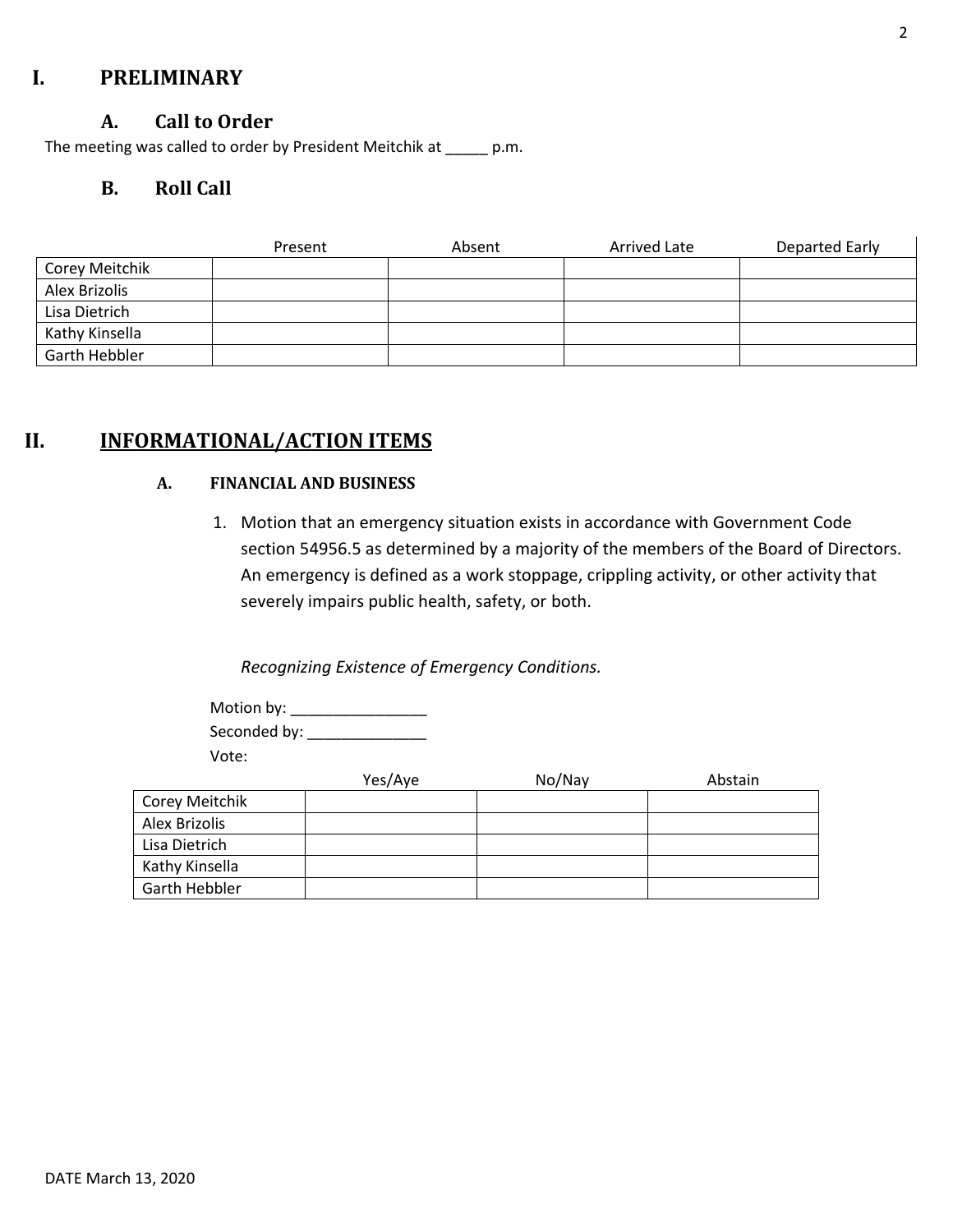# I. PRELIMINARY

## A. Call to Order

The meeting was called to order by President Meitchik at _____ p.m.

## B. Roll Call

| | Present | Absent | Arrived Late | Departed Early |
|---|---|---|---|---|
| Corey Meitchik | | | | |
| Alex Brizolis | | | | |
| Lisa Dietrich | | | | |
| Kathy Kinsella | | | | |
| Garth Hebbler | | | | |

# II. INFORMATIONAL/ACTION ITEMS

### A. FINANCIAL AND BUSINESS

1. Motion that an emergency situation exists in accordance with Government Code section 54956.5 as determined by a majority of the members of the Board of Directors. An emergency is defined as a work stoppage, crippling activity, or other activity that severely impairs public health, safety, or both.

   *Recognizing Existence of Emergency Conditions.*

Motion by: ________________
Seconded by: ______________
Vote:

| | Yes/Aye | No/Nay | Abstain |
|---|---|---|---|
| Corey Meitchik | | | |
| Alex Brizolis | | | |
| Lisa Dietrich | | | |
| Kathy Kinsella | | | |
| Garth Hebbler | | | |

DATE March 13, 2020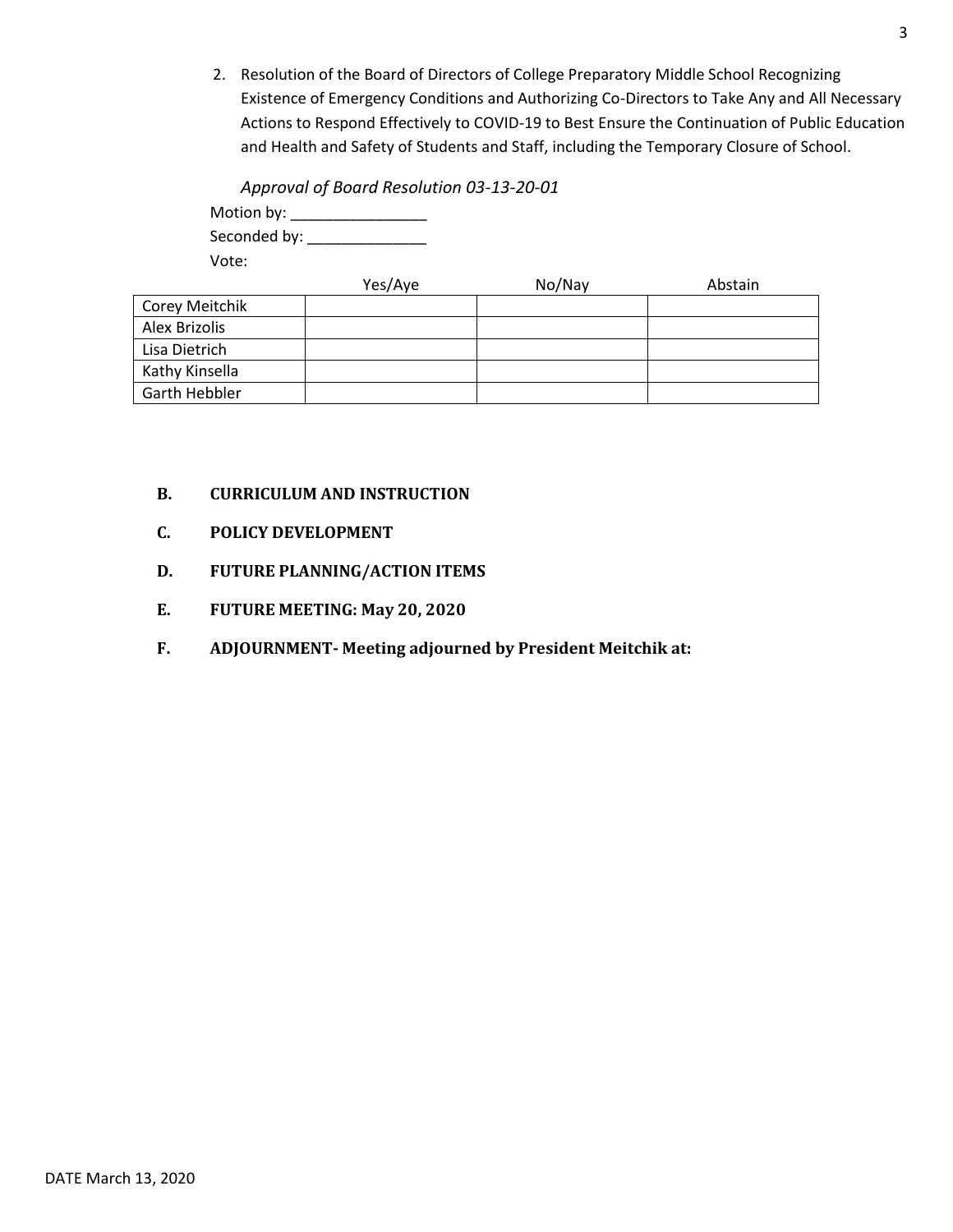2. Resolution of the Board of Directors of College Preparatory Middle School Recognizing Existence of Emergency Conditions and Authorizing Co-Directors to Take Any and All Necessary Actions to Respond Effectively to COVID-19 to Best Ensure the Continuation of Public Education and Health and Safety of Students and Staff, including the Temporary Closure of School.

*Approval of Board Resolution 03-13-20-01*

Motion by: ________________

Seconded by: ______________

Vote:

| | Yes/Aye | No/Nay | Abstain |
|---|---|---|---|
| Corey Meitchik | | | |
| Alex Brizolis | | | |
| Lisa Dietrich | | | |
| Kathy Kinsella | | | |
| Garth Hebbler | | | |

**B. CURRICULUM AND INSTRUCTION**

**C. POLICY DEVELOPMENT**

**D. FUTURE PLANNING/ACTION ITEMS**

**E. FUTURE MEETING: May 20, 2020**

**F. ADJOURNMENT- Meeting adjourned by President Meitchik at:**

DATE March 13, 2020